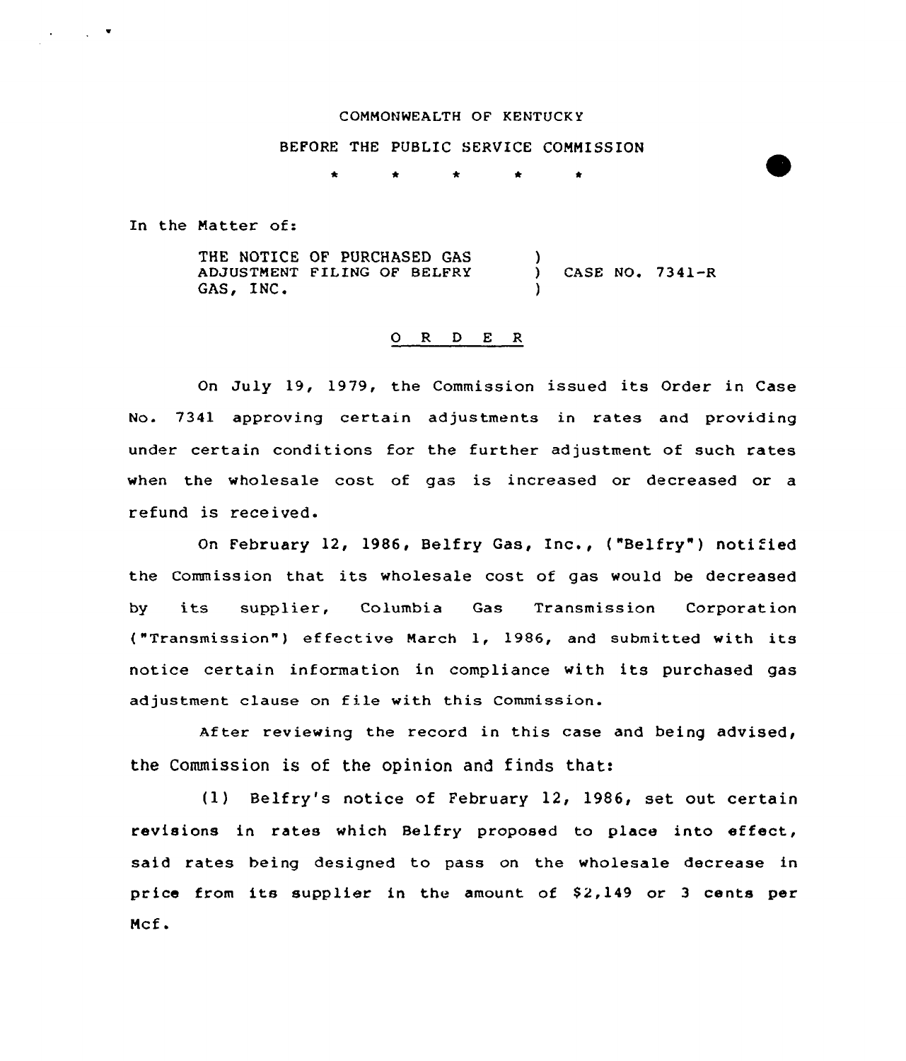COMMONWEALTH OF KENTUCKY

BEFORE THE PUBLIC SERVICE COMMISSION

\* \* \* \* \*

In the Matter of:

THE NOTICE OF PURCHASED GAS ADJUSTMENT FILING OF BELFRY GAS, INC. ) CASE NO. 7341-R

## O R D E R

On July 19, 1979, the Commission issued its Order in Case No. 7341 approving certain adjustments in rates and providing under certain conditions for the further adjustment of such rates when the wholesale cost of gas is increased or decreased or a refund is received.

On February 12, 1986, Belfry Gas, Inc., ("Belfry") notified the Commission that its wholesale cost of gas would be decreased by its supplier, Columbia Gas Transmission Corporation ("Transmission") effective March 1, 1986, and submitted with its notice certain information in compliance with its purchased gas adjustment clause on file with this Commission.

After reviewing the record in this case and being advised, the Commission is of the opinion and finds that:

(1) Belfry's notice of February 12, 1986, set out certain revisions in rates which Belfry proposed to place into effect, said rates being designed to pass on the wholesale decrease in price from its supplier in the amount of $2,149 or 3 cents per Mcf.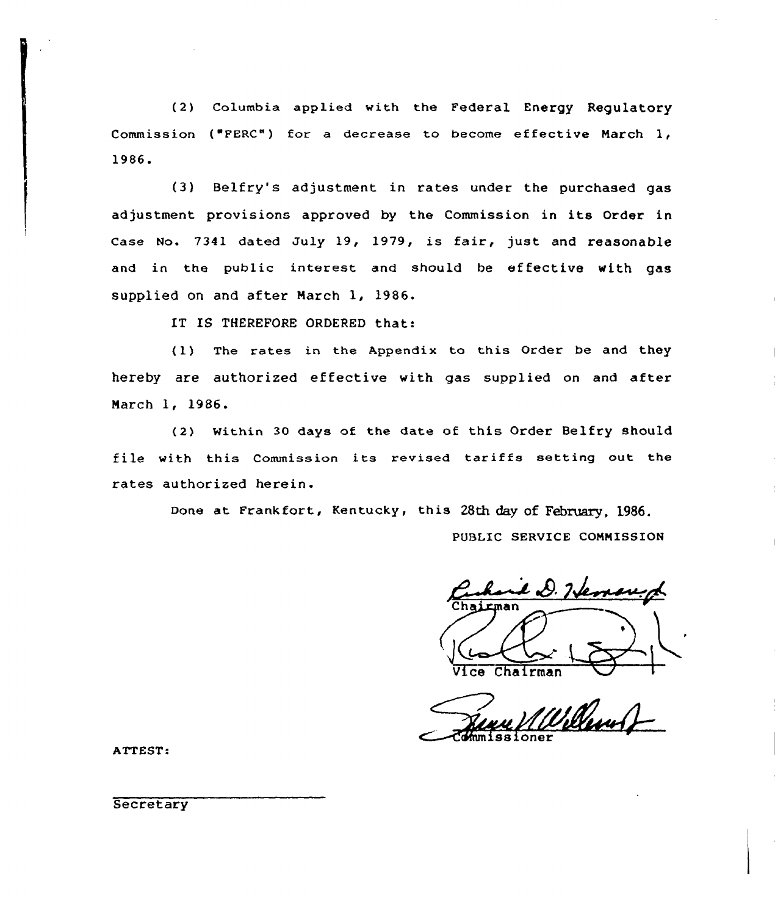(2) Columbia applied with the Federal Energy Regulatory Commission ("FERC") for a decrease to become effective March 1, 1986.

(3) Belfry's adjustment in rates under the purchased gas adjustment provisions approved by the Commission in its Order in Case No. 7341 dated July 19, 1979, is fair, just and reasonable and in the public interest and should be effective with gas supplied on and after March 1, 1986.

IT IS THEREFORE ORDERED that:

(1) The rates in the Appendix to this Order be and they hereby are authorized effective with gas supplied on and after March 1, 1986.

(2) Within 30 days of the date of this Order Belfry should file with this Commission its revised tariffs setting out the rates authorized herein.

Done at Frankfort, Kentucky, this 28th day of February, 1986.

PUBLIC SERVICE COMMISSION

Chairman

Vice Chairman

Commissioner

ATTEST:

Secretary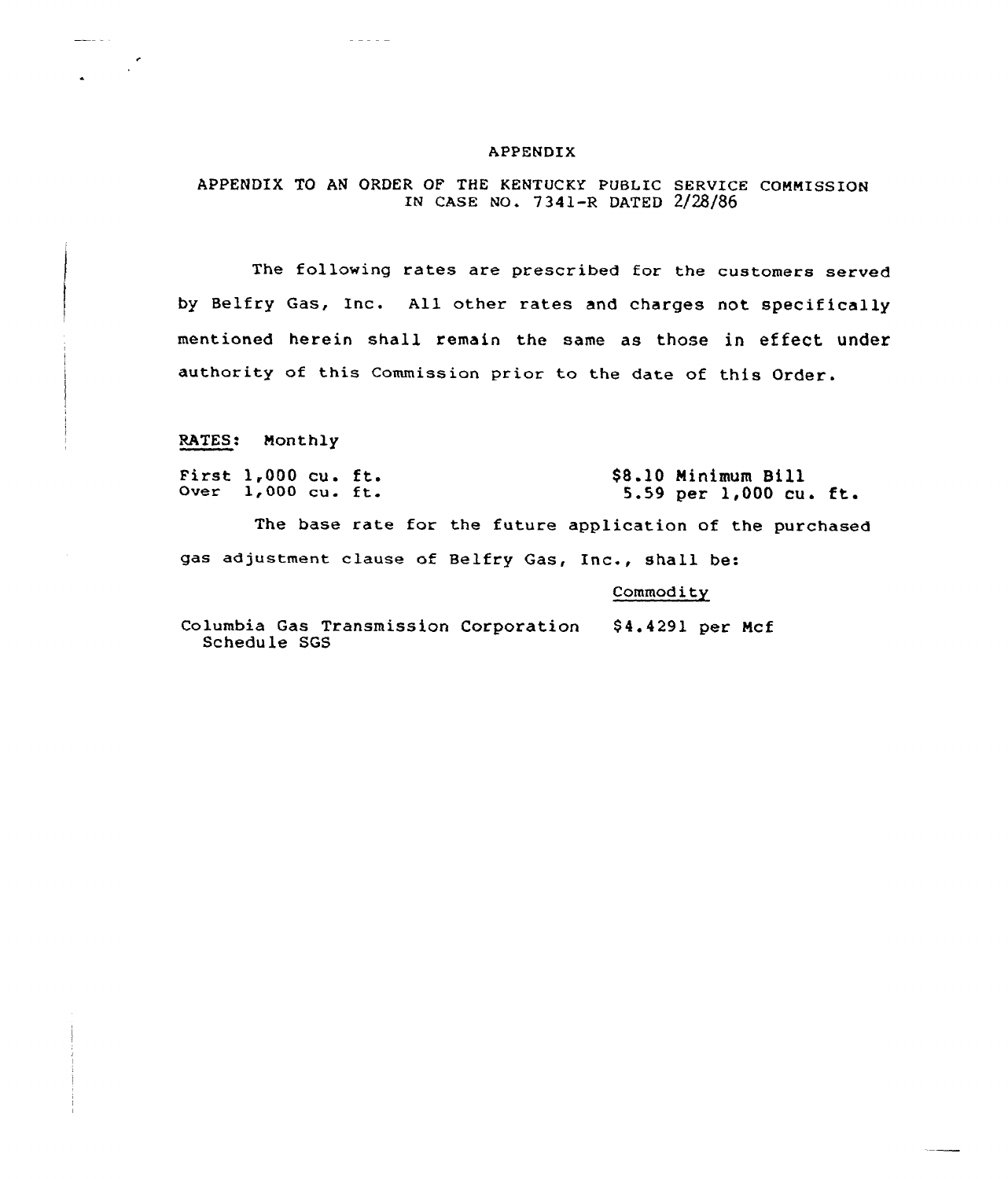# APPENDIX

APPENDIX TO AN ORDER OF THE KENTUCKY PUBLIC SERVICE COMMISSION IN CASE NO. 7341-R DATED 2/28/86

The following rates are prescribed for the customers served by Belfry Gas, Inc. All other rates and charges not specifically mentioned herein shall remain the same as those in effect under authority of this Commission prior to the date of this Order.

RATES: Monthly

| | |
|---|---|
| First 1,000 cu. ft. | $8.10 Minimum Bill |
| Over 1,000 cu. ft. | 5.59 per 1,000 cu. ft. |

The base rate for the future application of the purchased gas adjustment clause of Belfry Gas, Inc., shall be:

| | Commodity |
|---|---|
| Columbia Gas Transmission Corporation Schedule SGS | $4.4291 per Mcf |